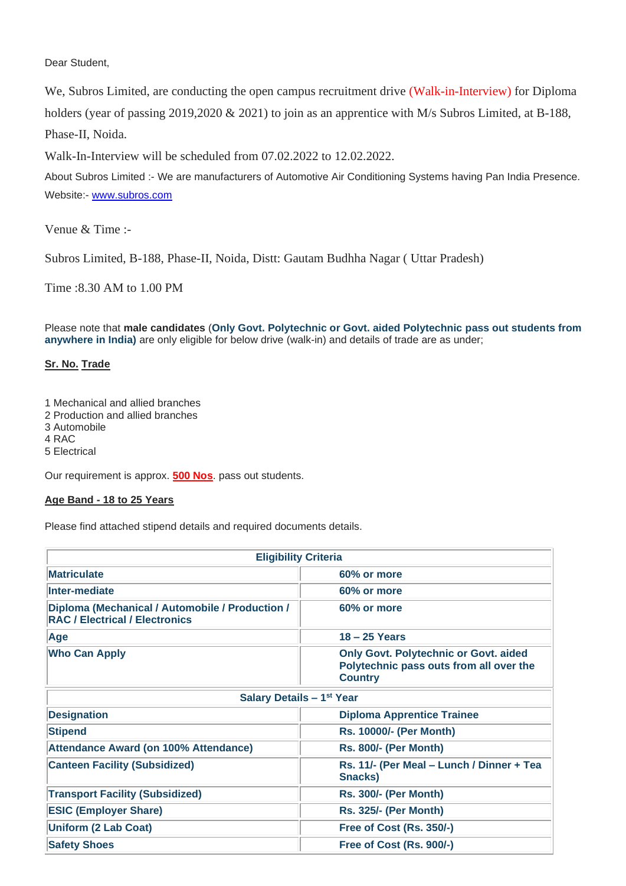Dear Student,

We, Subros Limited, are conducting the open campus recruitment drive (Walk-in-Interview) for Diploma holders (year of passing 2019,2020 & 2021) to join as an apprentice with M/s Subros Limited, at B-188, Phase-II, Noida.

Walk-In-Interview will be scheduled from 07.02.2022 to 12.02.2022.

About Subros Limited :- We are manufacturers of Automotive Air Conditioning Systems having Pan India Presence.

Website:- www.subros.com

Venue & Time :-

Subros Limited, B-188, Phase-II, Noida, Distt: Gautam Budhha Nagar ( Uttar Pradesh)

Time :8.30 AM to 1.00 PM

Please note that **male candidates** (**Only Govt. Polytechnic or Govt. aided Polytechnic pass out students from anywhere in India)** are only eligible for below drive (walk-in) and details of trade are as under;

**Sr. No. Trade**

1 Mechanical and allied branches
2 Production and allied branches
3 Automobile
4 RAC
5 Electrical

Our requirement is approx. **500 Nos**. pass out students.

**Age Band - 18 to 25 Years**

Please find attached stipend details and required documents details.

| **Eligibility Criteria** | |
|---|---|
| **Matriculate** | **60% or more** |
| **Inter-mediate** | **60% or more** |
| **Diploma (Mechanical / Automobile / Production / RAC / Electrical / Electronics** | **60% or more** |
| **Age** | **18 – 25 Years** |
| **Who Can Apply** | **Only Govt. Polytechnic or Govt. aided Polytechnic pass outs from all over the Country** |
| **Salary Details – 1st Year** | |
| **Designation** | **Diploma Apprentice Trainee** |
| **Stipend** | **Rs. 10000/- (Per Month)** |
| **Attendance Award (on 100% Attendance)** | **Rs. 800/- (Per Month)** |
| **Canteen Facility (Subsidized)** | **Rs. 11/- (Per Meal – Lunch / Dinner + Tea Snacks)** |
| **Transport Facility (Subsidized)** | **Rs. 300/- (Per Month)** |
| **ESIC (Employer Share)** | **Rs. 325/- (Per Month)** |
| **Uniform (2 Lab Coat)** | **Free of Cost (Rs. 350/-)** |
| **Safety Shoes** | **Free of Cost (Rs. 900/-)** |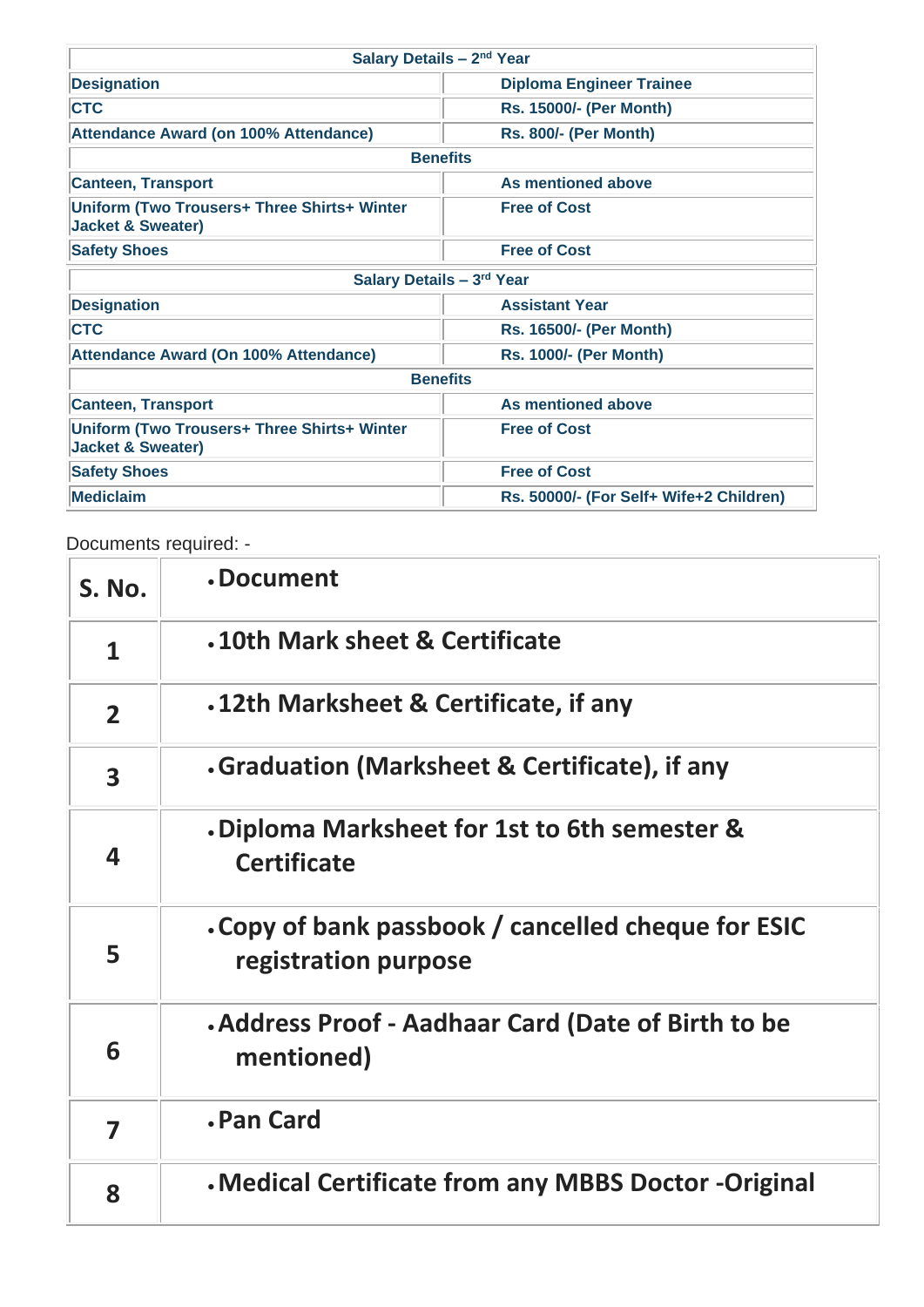| Salary Details – 2nd Year | |
|---|---|
| **Designation** | **Diploma Engineer Trainee** |
| **CTC** | **Rs. 15000/- (Per Month)** |
| **Attendance Award (on 100% Attendance)** | **Rs. 800/- (Per Month)** |
| **Benefits** | |
| **Canteen, Transport** | **As mentioned above** |
| **Uniform (Two Trousers+ Three Shirts+ Winter Jacket & Sweater)** | **Free of Cost** |
| **Safety Shoes** | **Free of Cost** |

| Salary Details – 3rd Year | |
|---|---|
| **Designation** | **Assistant Year** |
| **CTC** | **Rs. 16500/- (Per Month)** |
| **Attendance Award (On 100% Attendance)** | **Rs. 1000/- (Per Month)** |
| **Benefits** | |
| **Canteen, Transport** | **As mentioned above** |
| **Uniform (Two Trousers+ Three Shirts+ Winter Jacket & Sweater)** | **Free of Cost** |
| **Safety Shoes** | **Free of Cost** |
| **Mediclaim** | **Rs. 50000/- (For Self+ Wife+2 Children)** |

Documents required: -

| S. No. | • Document |
|---|---|
| 1 | • 10th Mark sheet & Certificate |
| 2 | • 12th Marksheet & Certificate, if any |
| 3 | • Graduation (Marksheet & Certificate), if any |
| 4 | • Diploma Marksheet for 1st to 6th semester & Certificate |
| 5 | • Copy of bank passbook / cancelled cheque for ESIC registration purpose |
| 6 | • Address Proof - Aadhaar Card (Date of Birth to be mentioned) |
| 7 | • Pan Card |
| 8 | • Medical Certificate from any MBBS Doctor -Original |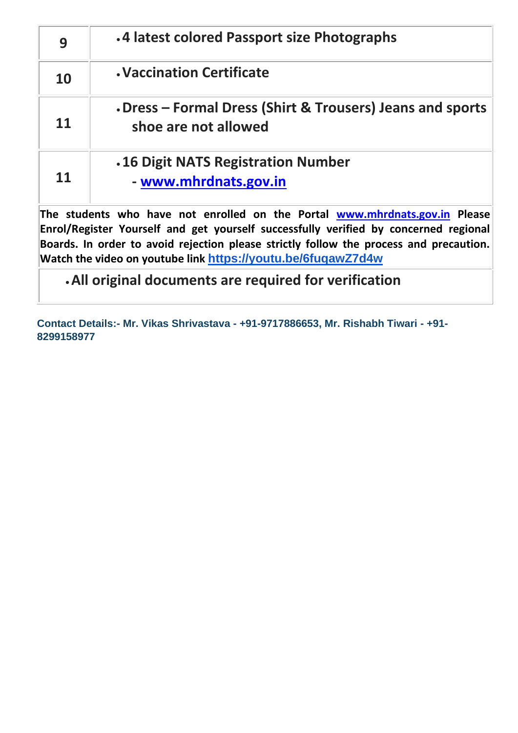| | |
|---|---|
| 9 | **• 4 latest colored Passport size Photographs** |
| 10 | **• Vaccination Certificate** |
| 11 | **• Dress – Formal Dress (Shirt & Trousers) Jeans and sports shoe are not allowed** |
| 11 | **• 16 Digit NATS Registration Number - [www.mhrdnats.gov.in](www.mhrdnats.gov.in)** |

**The students who have not enrolled on the Portal [www.mhrdnats.gov.in](www.mhrdnats.gov.in) Please Enrol/Register Yourself and get yourself successfully verified by concerned regional Boards. In order to avoid rejection please strictly follow the process and precaution. Watch the video on youtube link [https://youtu.be/6fuqawZ7d4w](https://youtu.be/6fuqawZ7d4w)**

**• All original documents are required for verification**

**Contact Details:- Mr. Vikas Shrivastava - +91-9717886653, Mr. Rishabh Tiwari - +91-8299158977**